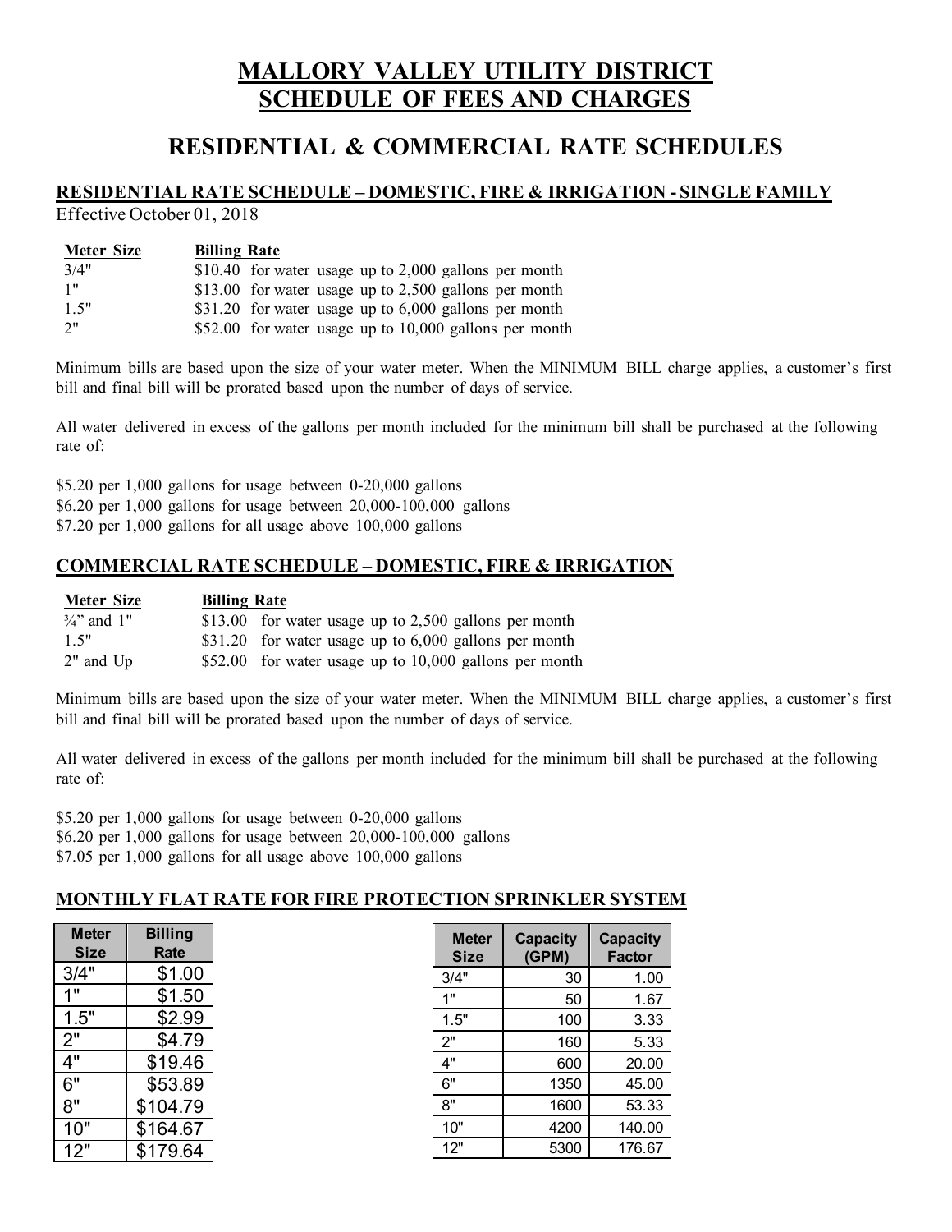# MALLORY VALLEY UTILITY DISTRICT
# SCHEDULE OF FEES AND CHARGES

## RESIDENTIAL & COMMERCIAL RATE SCHEDULES

### RESIDENTIAL RATE SCHEDULE – DOMESTIC, FIRE & IRRIGATION - SINGLE FAMILY

Effective October 01, 2018

| Meter Size | Billing Rate |
|---|---|
| 3/4" | $10.40 for water usage up to 2,000 gallons per month |
| 1" | $13.00 for water usage up to 2,500 gallons per month |
| 1.5" | $31.20 for water usage up to 6,000 gallons per month |
| 2" | $52.00 for water usage up to 10,000 gallons per month |

Minimum bills are based upon the size of your water meter. When the MINIMUM BILL charge applies, a customer's first bill and final bill will be prorated based upon the number of days of service.

All water delivered in excess of the gallons per month included for the minimum bill shall be purchased at the following rate of:

$5.20 per 1,000 gallons for usage between 0-20,000 gallons
$6.20 per 1,000 gallons for usage between 20,000-100,000 gallons
$7.20 per 1,000 gallons for all usage above 100,000 gallons

### COMMERCIAL RATE SCHEDULE – DOMESTIC, FIRE & IRRIGATION

| Meter Size | Billing Rate |
|---|---|
| ¾" and 1" | $13.00 for water usage up to 2,500 gallons per month |
| 1.5" | $31.20 for water usage up to 6,000 gallons per month |
| 2" and Up | $52.00 for water usage up to 10,000 gallons per month |

Minimum bills are based upon the size of your water meter. When the MINIMUM BILL charge applies, a customer's first bill and final bill will be prorated based upon the number of days of service.

All water delivered in excess of the gallons per month included for the minimum bill shall be purchased at the following rate of:

$5.20 per 1,000 gallons for usage between 0-20,000 gallons
$6.20 per 1,000 gallons for usage between 20,000-100,000 gallons
$7.05 per 1,000 gallons for all usage above 100,000 gallons

### MONTHLY FLAT RATE FOR FIRE PROTECTION SPRINKLER SYSTEM

| Meter Size | Billing Rate |
|---|---|
| 3/4" | $1.00 |
| 1" | $1.50 |
| 1.5" | $2.99 |
| 2" | $4.79 |
| 4" | $19.46 |
| 6" | $53.89 |
| 8" | $104.79 |
| 10" | $164.67 |
| 12" | $179.64 |

| Meter Size | Capacity (GPM) | Capacity Factor |
|---|---|---|
| 3/4" | 30 | 1.00 |
| 1" | 50 | 1.67 |
| 1.5" | 100 | 3.33 |
| 2" | 160 | 5.33 |
| 4" | 600 | 20.00 |
| 6" | 1350 | 45.00 |
| 8" | 1600 | 53.33 |
| 10" | 4200 | 140.00 |
| 12" | 5300 | 176.67 |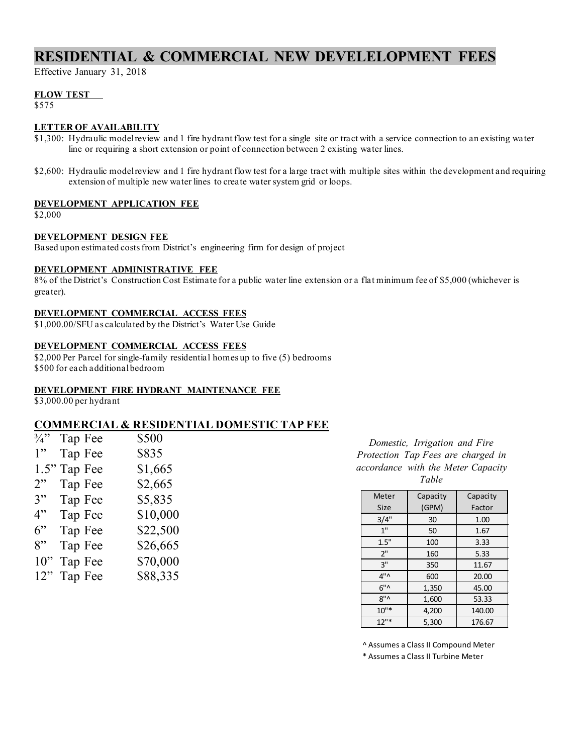# RESIDENTIAL & COMMERCIAL NEW DEVELELOPMENT FEES

Effective January 31, 2018

**FLOW TEST**

$575

**LETTER OF AVAILABILITY**

$1,300: Hydraulic model review and 1 fire hydrant flow test for a single site or tract with a service connection to an existing water line or requiring a short extension or point of connection between 2 existing water lines.

$2,600: Hydraulic model review and 1 fire hydrant flow test for a large tract with multiple sites within the development and requiring extension of multiple new water lines to create water system grid or loops.

**DEVELOPMENT APPLICATION FEE**

$2,000

**DEVELOPMENT DESIGN FEE**

Based upon estimated costs from District's engineering firm for design of project

**DEVELOPMENT ADMINISTRATIVE FEE**

8% of the District's Construction Cost Estimate for a public water line extension or a flat minimum fee of $5,000 (whichever is greater).

**DEVELOPMENT COMMERCIAL ACCESS FEES**

$1,000.00/SFU as calculated by the District's Water Use Guide

**DEVELOPMENT COMMERCIAL ACCESS FEES**

$2,000 Per Parcel for single-family residential homes up to five (5) bedrooms
$500 for each additional bedroom

**DEVELOPMENT FIRE HYDRANT MAINTENANCE FEE**

$3,000.00 per hydrant

## COMMERCIAL & RESIDENTIAL DOMESTIC TAP FEE

| Size | | Fee |
|---|---|---|
| ¾" | Tap Fee | $500 |
| 1" | Tap Fee | $835 |
| 1.5" | Tap Fee | $1,665 |
| 2" | Tap Fee | $2,665 |
| 3" | Tap Fee | $5,835 |
| 4" | Tap Fee | $10,000 |
| 6" | Tap Fee | $22,500 |
| 8" | Tap Fee | $26,665 |
| 10" | Tap Fee | $70,000 |
| 12" | Tap Fee | $88,335 |

*Domestic, Irrigation and Fire Protection Tap Fees are charged in accordance with the Meter Capacity Table*

| Meter Size | Capacity (GPM) | Capacity Factor |
|---|---|---|
| 3/4" | 30 | 1.00 |
| 1" | 50 | 1.67 |
| 1.5" | 100 | 3.33 |
| 2" | 160 | 5.33 |
| 3" | 350 | 11.67 |
| 4"^ | 600 | 20.00 |
| 6"^ | 1,350 | 45.00 |
| 8"^ | 1,600 | 53.33 |
| 10"* | 4,200 | 140.00 |
| 12"* | 5,300 | 176.67 |

^ Assumes a Class II Compound Meter

* Assumes a Class II Turbine Meter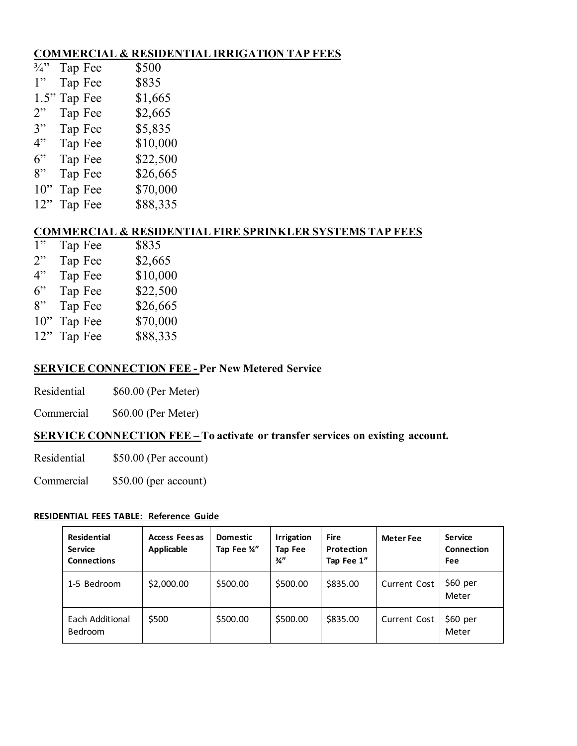## COMMERCIAL & RESIDENTIAL IRRIGATION TAP FEES

| | |
|---|---|
| ¾" Tap Fee | $500 |
| 1" Tap Fee | $835 |
| 1.5" Tap Fee | $1,665 |
| 2" Tap Fee | $2,665 |
| 3" Tap Fee | $5,835 |
| 4" Tap Fee | $10,000 |
| 6" Tap Fee | $22,500 |
| 8" Tap Fee | $26,665 |
| 10" Tap Fee | $70,000 |
| 12" Tap Fee | $88,335 |

## COMMERCIAL & RESIDENTIAL FIRE SPRINKLER SYSTEMS TAP FEES

| | |
|---|---|
| 1" Tap Fee | $835 |
| 2" Tap Fee | $2,665 |
| 4" Tap Fee | $10,000 |
| 6" Tap Fee | $22,500 |
| 8" Tap Fee | $26,665 |
| 10" Tap Fee | $70,000 |
| 12" Tap Fee | $88,335 |

## SERVICE CONNECTION FEE - Per New Metered Service

Residential $60.00 (Per Meter)

Commercial $60.00 (Per Meter)

## SERVICE CONNECTION FEE – To activate or transfer services on existing account.

Residential $50.00 (Per account)

Commercial $50.00 (per account)

**RESIDENTIAL FEES TABLE: Reference Guide**

| Residential Service Connections | Access Fees as Applicable | Domestic Tap Fee ¾" | Irrigation Tap Fee ¾" | Fire Protection Tap Fee 1" | Meter Fee | Service Connection Fee |
|---|---|---|---|---|---|---|
| 1-5 Bedroom | $2,000.00 | $500.00 | $500.00 | $835.00 | Current Cost | $60 per Meter |
| Each Additional Bedroom | $500 | $500.00 | $500.00 | $835.00 | Current Cost | $60 per Meter |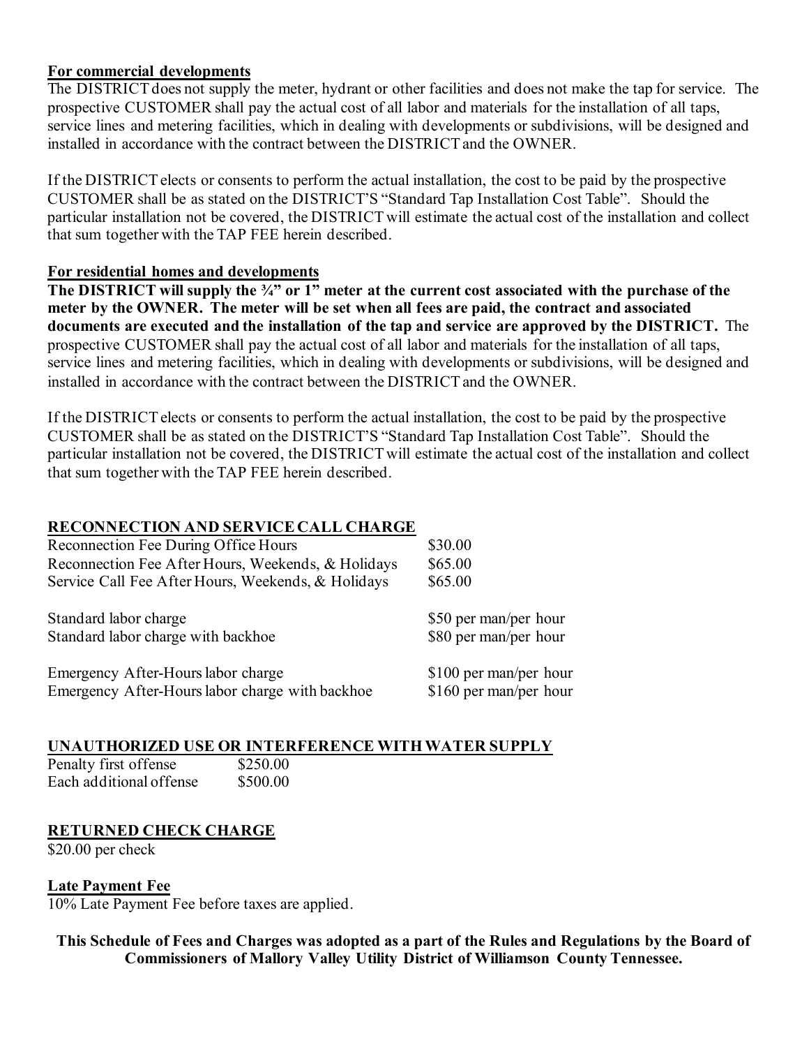**For commercial developments**

The DISTRICT does not supply the meter, hydrant or other facilities and does not make the tap for service. The prospective CUSTOMER shall pay the actual cost of all labor and materials for the installation of all taps, service lines and metering facilities, which in dealing with developments or subdivisions, will be designed and installed in accordance with the contract between the DISTRICT and the OWNER.

If the DISTRICT elects or consents to perform the actual installation, the cost to be paid by the prospective CUSTOMER shall be as stated on the DISTRICT'S "Standard Tap Installation Cost Table". Should the particular installation not be covered, the DISTRICT will estimate the actual cost of the installation and collect that sum together with the TAP FEE herein described.

**For residential homes and developments**

**The DISTRICT will supply the ¾" or 1" meter at the current cost associated with the purchase of the meter by the OWNER. The meter will be set when all fees are paid, the contract and associated documents are executed and the installation of the tap and service are approved by the DISTRICT.** The prospective CUSTOMER shall pay the actual cost of all labor and materials for the installation of all taps, service lines and metering facilities, which in dealing with developments or subdivisions, will be designed and installed in accordance with the contract between the DISTRICT and the OWNER.

If the DISTRICT elects or consents to perform the actual installation, the cost to be paid by the prospective CUSTOMER shall be as stated on the DISTRICT'S "Standard Tap Installation Cost Table". Should the particular installation not be covered, the DISTRICT will estimate the actual cost of the installation and collect that sum together with the TAP FEE herein described.

**RECONNECTION AND SERVICE CALL CHARGE**

| | |
|---|---|
| Reconnection Fee During Office Hours | $30.00 |
| Reconnection Fee After Hours, Weekends, & Holidays | $65.00 |
| Service Call Fee After Hours, Weekends, & Holidays | $65.00 |
| Standard labor charge | $50 per man/per hour |
| Standard labor charge with backhoe | $80 per man/per hour |
| Emergency After-Hours labor charge | $100 per man/per hour |
| Emergency After-Hours labor charge with backhoe | $160 per man/per hour |

**UNAUTHORIZED USE OR INTERFERENCE WITH WATER SUPPLY**

| | |
|---|---|
| Penalty first offense | $250.00 |
| Each additional offense | $500.00 |

**RETURNED CHECK CHARGE**

$20.00 per check

**Late Payment Fee**

10% Late Payment Fee before taxes are applied.

**This Schedule of Fees and Charges was adopted as a part of the Rules and Regulations by the Board of Commissioners of Mallory Valley Utility District of Williamson County Tennessee.**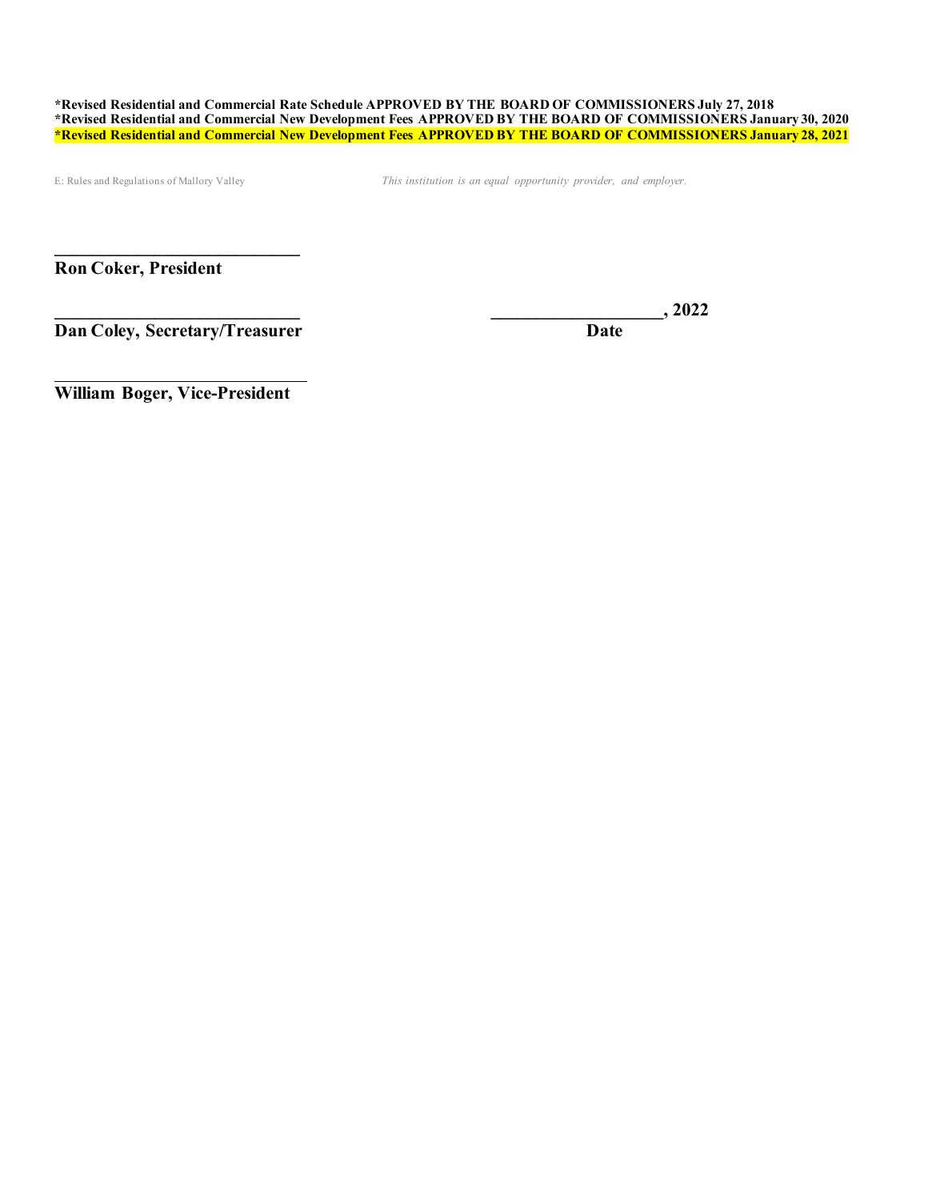**\*Revised Residential and Commercial Rate Schedule APPROVED BY THE BOARD OF COMMISSIONERS July 27, 2018**
**\*Revised Residential and Commercial New Development Fees APPROVED BY THE BOARD OF COMMISSIONERS January 30, 2020**
**\*Revised Residential and Commercial New Development Fees APPROVED BY THE BOARD OF COMMISSIONERS January 28, 2021**

E: Rules and Regulations of Mallory Valley *This institution is an equal opportunity provider, and employer.*

**____________________________**
**Ron Coker, President**

**____________________________** **__________________, 2022**
**Dan Coley, Secretary/Treasurer** **Date**

____________________________
**William Boger, Vice-President**